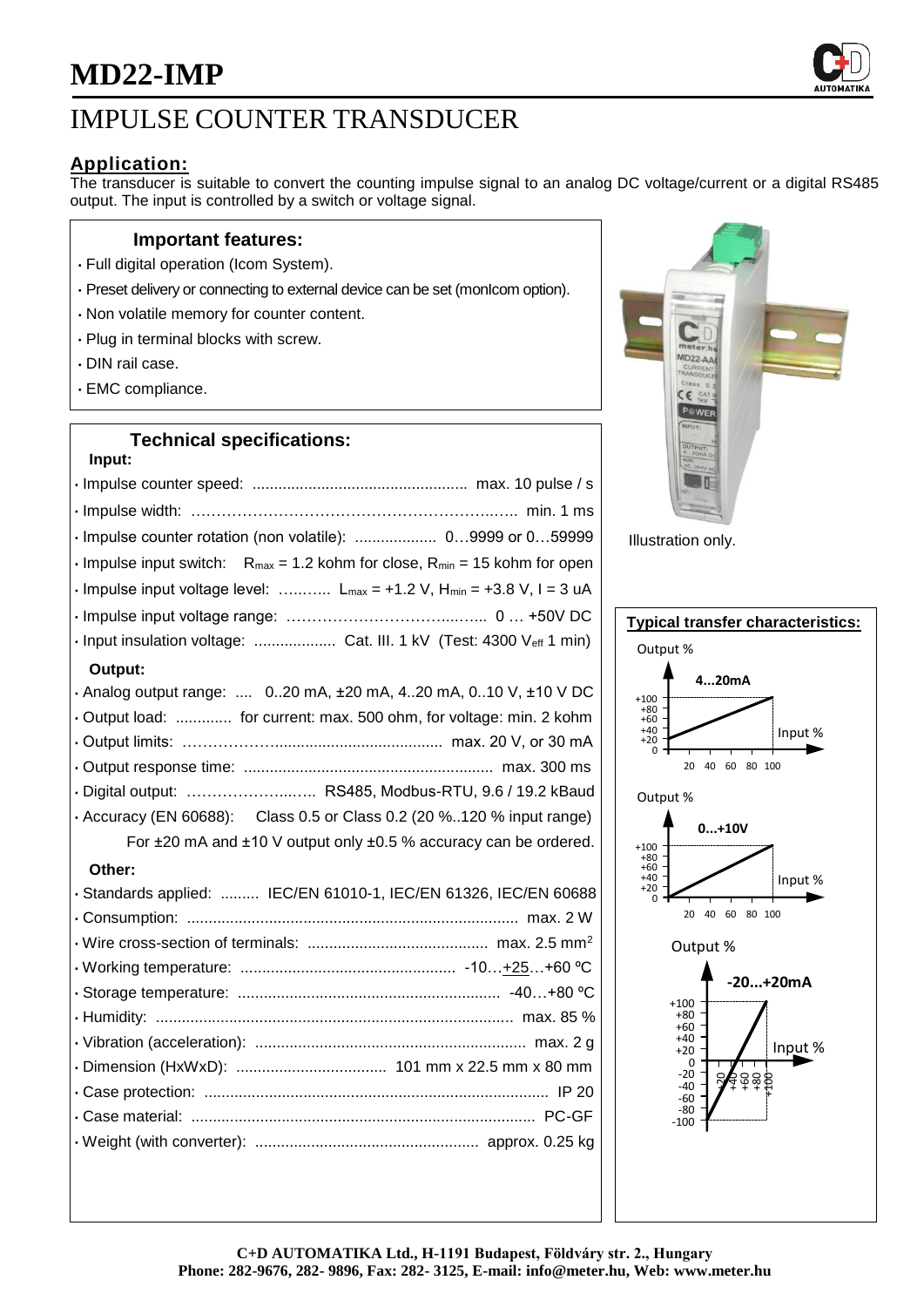# MD22-IMP

## IMPULSE COUNTER TRANSDUCER

### Application:

The transducer is suitable to convert the counting impulse signal to an analog DC voltage/current or a digital RS485 output. The input is controlled by a switch or voltage signal.

### Important features:

- Full digital operation (Icom System).
- Preset delivery or connecting to external device can be set (monIcom option).
- Non volatile memory for counter content.
- Plug in terminal blocks with screw.
- DIN rail case.
- EMC compliance.

### Technical specifications:

**Input:**

- Impulse counter speed: .................................................. max. 10 pulse / s
- Impulse width: …………………………………………………..….. min. 1 ms
- Impulse counter rotation (non volatile): ................... 0…9999 or 0…59999
- Impulse input switch: $R_{max}$ = 1.2 kohm for close, $R_{min}$ = 15 kohm for open
- Impulse input voltage level: …..…... $L_{max}$ = +1.2 V, $H_{min}$ = +3.8 V, I = 3 uA
- Impulse input voltage range: ……………………………..….... 0 … +50V DC
- Input insulation voltage: ................... Cat. III. 1 kV (Test: 4300 $V_{eff}$ 1 min)

**Output:**

- Analog output range: .... 0..20 mA, ±20 mA, 4..20 mA, 0..10 V, ±10 V DC
- Output load: ............. for current: max. 500 ohm, for voltage: min. 2 kohm
- Output limits: ………………...................................... max. 20 V, or 30 mA
- Output response time: .......................................................... max. 300 ms
- Digital output: ……………….….. RS485, Modbus-RTU, 9.6 / 19.2 kBaud
- Accuracy (EN 60688): Class 0.5 or Class 0.2 (20 %..120 % input range)
  For ±20 mA and ±10 V output only ±0.5 % accuracy can be ordered.

**Other:**

- Standards applied: ......... IEC/EN 61010-1, IEC/EN 61326, IEC/EN 60688
- Consumption: ............................................................................ max. 2 W
- Wire cross-section of terminals: .......................................... max. 2.5 mm$^2$
- Working temperature: .................................................. -10…+25…+60 ºC
- Storage temperature: ............................................................ -40…+80 ºC
- Humidity: ................................................................................... max. 85 %
- Vibration (acceleration): ............................................................... max. 2 g
- Dimension (HxWxD): .................................. 101 mm x 22.5 mm x 80 mm
- Case protection: ................................................................................ IP 20
- Case material: ................................................................................ PC-GF
- Weight (with converter): .................................................... approx. 0.25 kg

Illustration only.

### Typical transfer characteristics:

Output % — 4...20mA — Input %

Output % — 0...+10V — Input %

Output % — -20...+20mA — Input %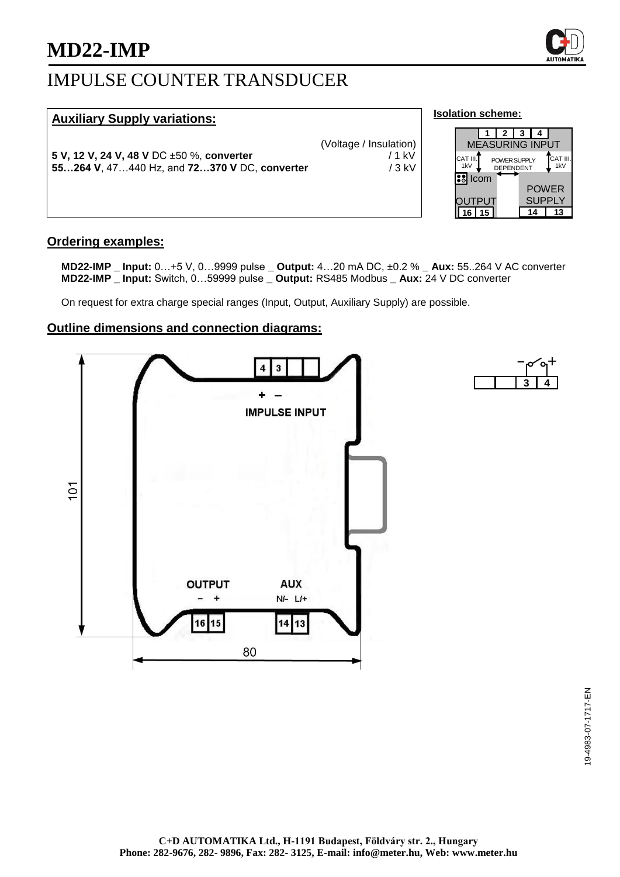# MD22-IMP

## IMPULSE COUNTER TRANSDUCER

### Auxiliary Supply variations:

(Voltage / Insulation)

**5 V, 12 V, 24 V, 48 V** DC ±50 %, **converter** / 1 kV

**55…264 V**, 47…440 Hz, and **72…370 V** DC, **converter** / 3 kV

**Isolation scheme:**

1 2 3 4
MEASURING INPUT
CAT III. 1kV
POWER SUPPLY DEPENDENT
CAT III. 1kV
Icom
OUTPUT
16 15
POWER SUPPLY
14 13

### Ordering examples:

**MD22-IMP _ Input:** 0…+5 V, 0…9999 pulse _ **Output:** 4…20 mA DC, ±0.2 % _ **Aux:** 55..264 V AC converter
**MD22-IMP _ Input:** Switch, 0…59999 pulse _ **Output:** RS485 Modbus _ **Aux:** 24 V DC converter

On request for extra charge special ranges (Input, Output, Auxiliary Supply) are possible.

### Outline dimensions and connection diagrams:

4 3
\+ –
IMPULSE INPUT
101
OUTPUT
– +
16 15
AUX
N/- L/+
14 13
80

– +
3 4

19-4983-07-1717-EN

**C+D AUTOMATIKA Ltd., H-1191 Budapest, Földváry str. 2., Hungary**
**Phone: 282-9676, 282- 9896, Fax: 282- 3125, E-mail: info@meter.hu, Web: www.meter.hu**